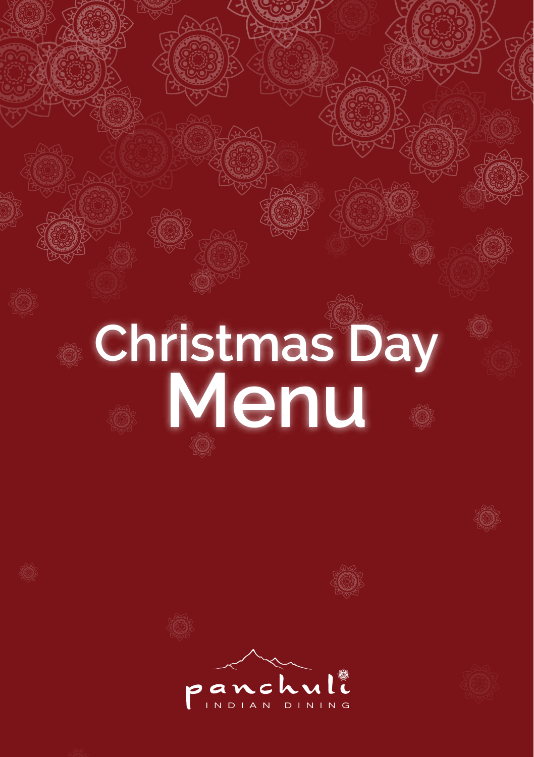# Christmas Day Menu

panchuli

INDIAN DINING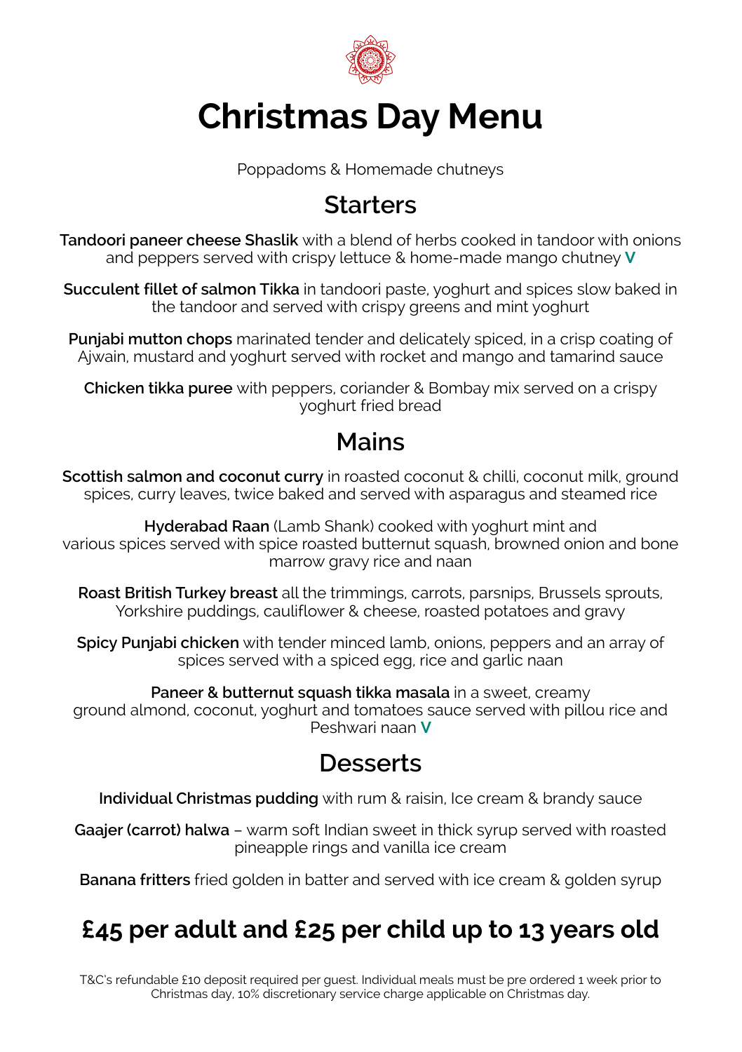# Christmas Day Menu

Poppadoms & Homemade chutneys

## Starters

**Tandoori paneer cheese Shaslik** with a blend of herbs cooked in tandoor with onions and peppers served with crispy lettuce & home-made mango chutney **V**

**Succulent fillet of salmon Tikka** in tandoori paste, yoghurt and spices slow baked in the tandoor and served with crispy greens and mint yoghurt

**Punjabi mutton chops** marinated tender and delicately spiced, in a crisp coating of Ajwain, mustard and yoghurt served with rocket and mango and tamarind sauce

**Chicken tikka puree** with peppers, coriander & Bombay mix served on a crispy yoghurt fried bread

## Mains

**Scottish salmon and coconut curry** in roasted coconut & chilli, coconut milk, ground spices, curry leaves, twice baked and served with asparagus and steamed rice

**Hyderabad Raan** (Lamb Shank) cooked with yoghurt mint and various spices served with spice roasted butternut squash, browned onion and bone marrow gravy rice and naan

**Roast British Turkey breast** all the trimmings, carrots, parsnips, Brussels sprouts, Yorkshire puddings, cauliflower & cheese, roasted potatoes and gravy

**Spicy Punjabi chicken** with tender minced lamb, onions, peppers and an array of spices served with a spiced egg, rice and garlic naan

**Paneer & butternut squash tikka masala** in a sweet, creamy ground almond, coconut, yoghurt and tomatoes sauce served with pillou rice and Peshwari naan **V**

## Desserts

**Individual Christmas pudding** with rum & raisin, Ice cream & brandy sauce

**Gaajer (carrot) halwa** – warm soft Indian sweet in thick syrup served with roasted pineapple rings and vanilla ice cream

**Banana fritters** fried golden in batter and served with ice cream & golden syrup

## £45 per adult and £25 per child up to 13 years old

T&C's refundable £10 deposit required per guest. Individual meals must be pre ordered 1 week prior to Christmas day, 10% discretionary service charge applicable on Christmas day.